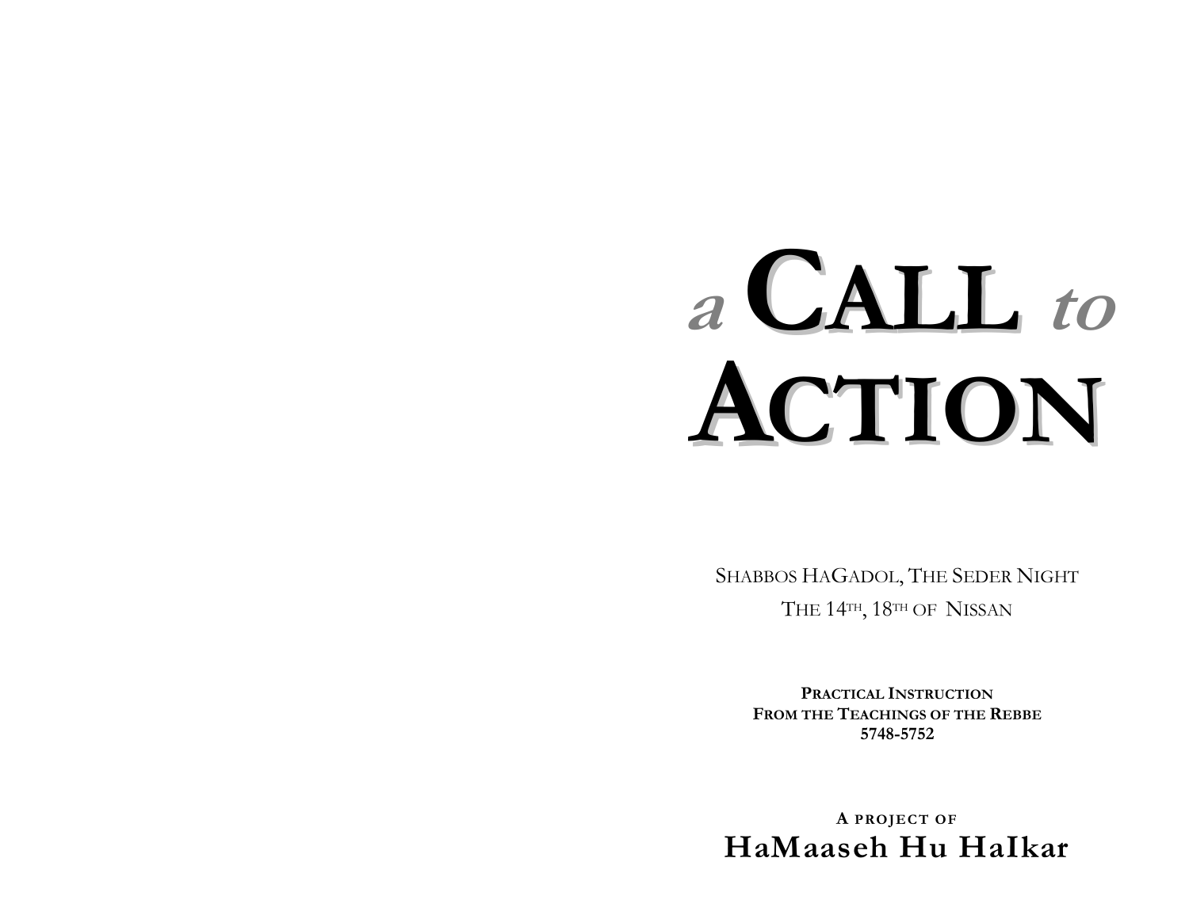# a CALL to ACTION

SHABBOS HAGADOL, THE SEDER NIGHT

THE 14TH, 18TH OF NISSAN

**PRACTICAL INSTRUCTION**
**FROM THE TEACHINGS OF THE REBBE**
**5748-5752**

**A PROJECT OF**
**HaMaaseh Hu HaIkar**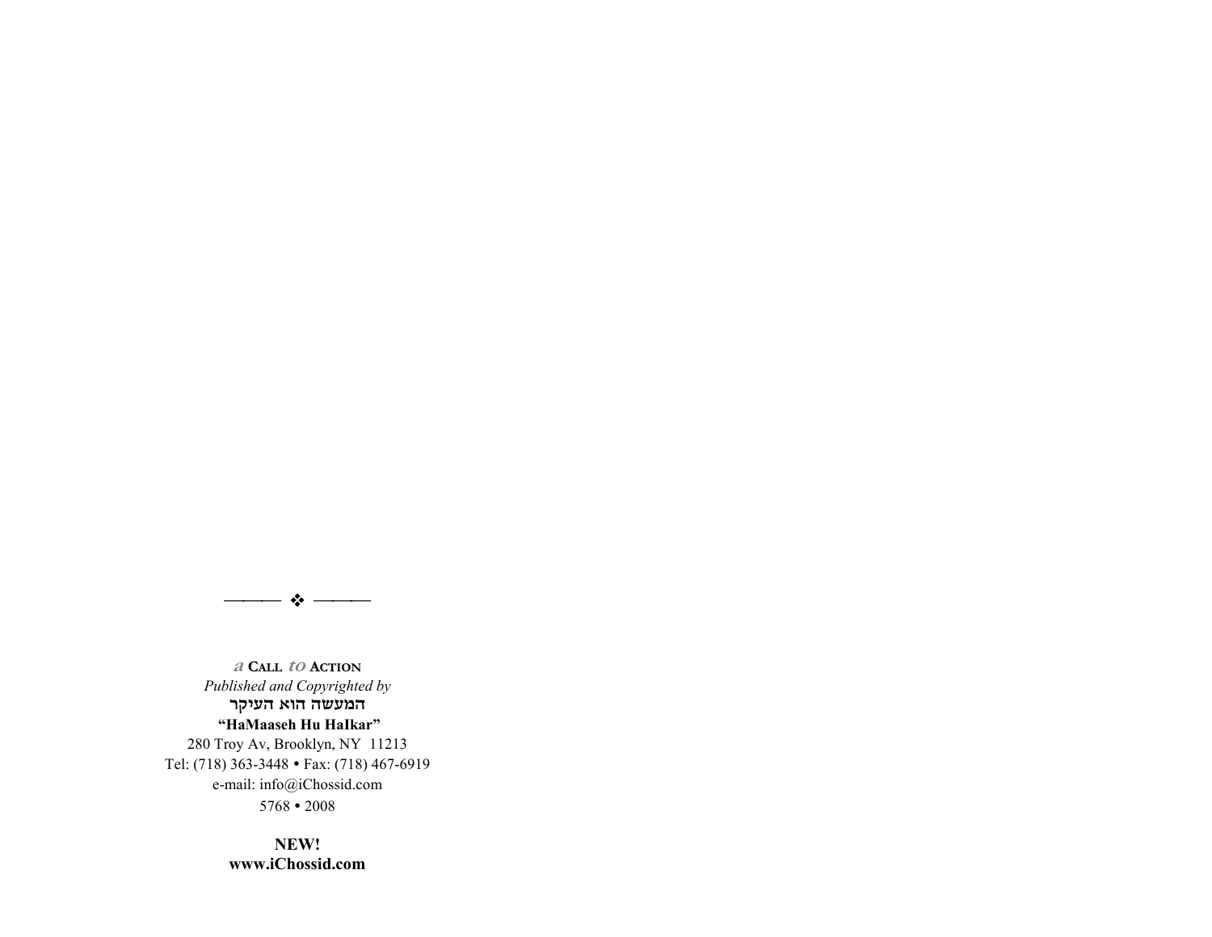——— ❖ ———

*a* CALL *to* ACTION

*Published and Copyrighted by*

**המעשה הוא העיקר**

**"HaMaaseh Hu HaIkar"**

280 Troy Av, Brooklyn, NY 11213

Tel: (718) 363-3448 • Fax: (718) 467-6919

e-mail: info@iChossid.com

5768 • 2008

**NEW!**

**www.iChossid.com**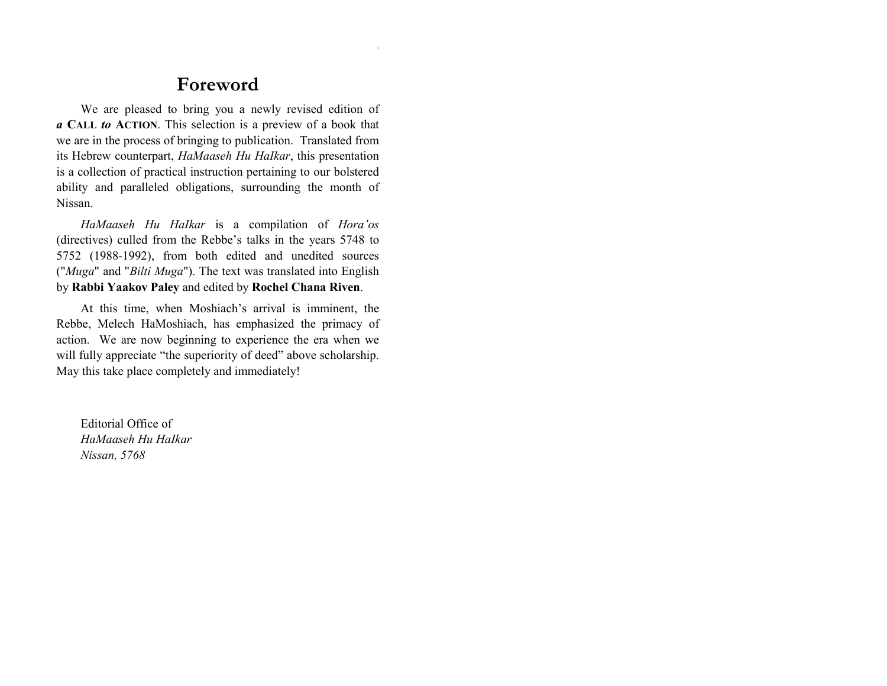# Foreword

We are pleased to bring you a newly revised edition of ***a* CALL *to* ACTION**. This selection is a preview of a book that we are in the process of bringing to publication. Translated from its Hebrew counterpart, *HaMaaseh Hu HaIkar*, this presentation is a collection of practical instruction pertaining to our bolstered ability and paralleled obligations, surrounding the month of Nissan.

*HaMaaseh Hu HaIkar* is a compilation of *Hora'os* (directives) culled from the Rebbe's talks in the years 5748 to 5752 (1988-1992), from both edited and unedited sources ("*Muga*" and "*Bilti Muga*"). The text was translated into English by **Rabbi Yaakov Paley** and edited by **Rochel Chana Riven**.

At this time, when Moshiach's arrival is imminent, the Rebbe, Melech HaMoshiach, has emphasized the primacy of action. We are now beginning to experience the era when we will fully appreciate "the superiority of deed" above scholarship. May this take place completely and immediately!

Editorial Office of
*HaMaaseh Hu HaIkar*
*Nissan, 5768*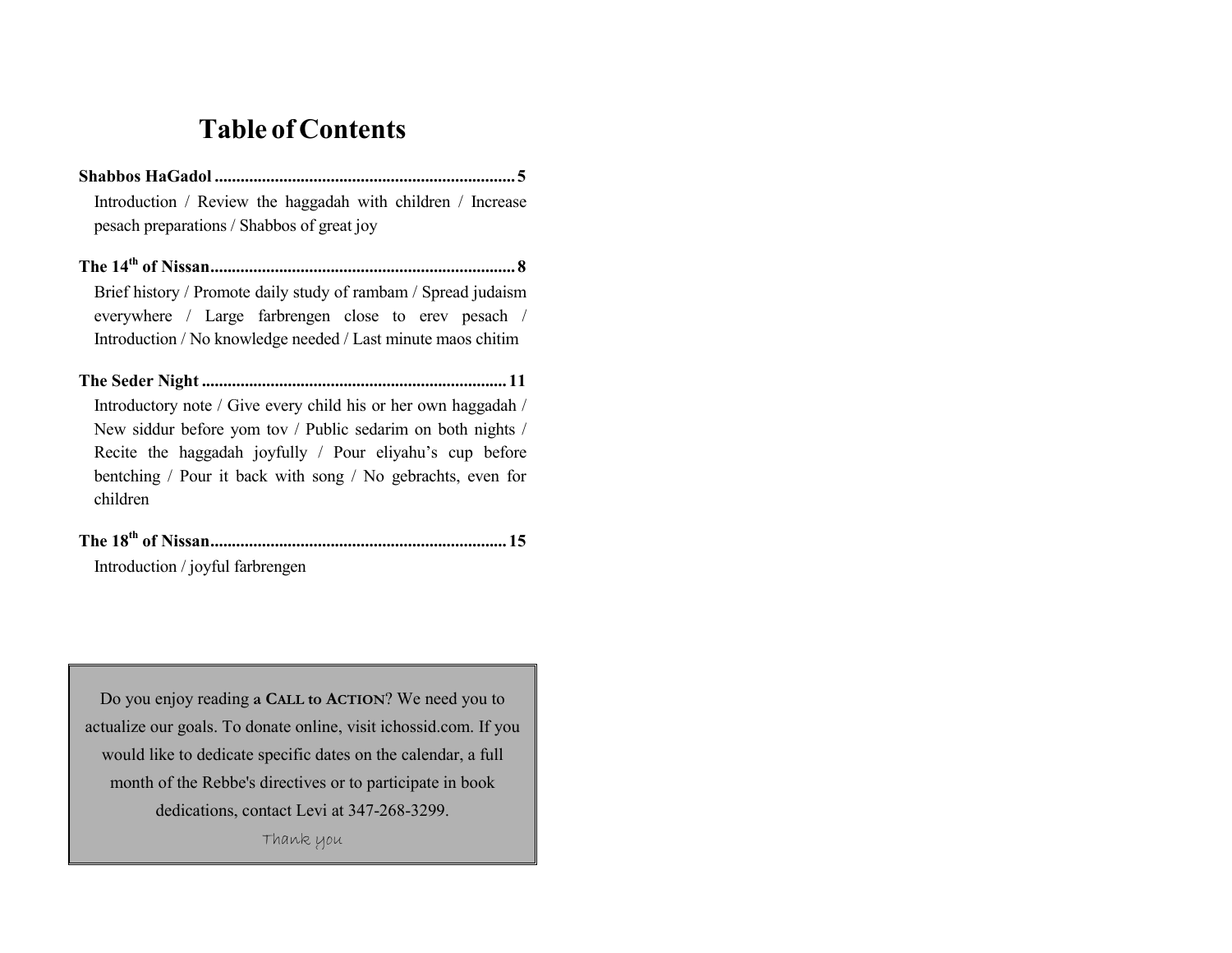# Table of Contents

**Shabbos HaGadol** ........................................................................ **5**

Introduction / Review the haggadah with children / Increase pesach preparations / Shabbos of great joy

**The 14th of Nissan** ........................................................................ **8**

Brief history / Promote daily study of rambam / Spread judaism everywhere / Large farbrengen close to erev pesach / Introduction / No knowledge needed / Last minute maos chitim

**The Seder Night** ........................................................................ **11**

Introductory note / Give every child his or her own haggadah / New siddur before yom tov / Public sedarim on both nights / Recite the haggadah joyfully / Pour eliyahu's cup before bentching / Pour it back with song / No gebrachts, even for children

**The 18th of Nissan** ........................................................................ **15**

Introduction / joyful farbrengen

---

Do you enjoy reading **a CALL to ACTION**? We need you to actualize our goals. To donate online, visit ichossid.com. If you would like to dedicate specific dates on the calendar, a full month of the Rebbe's directives or to participate in book dedications, contact Levi at 347-268-3299.

Thank you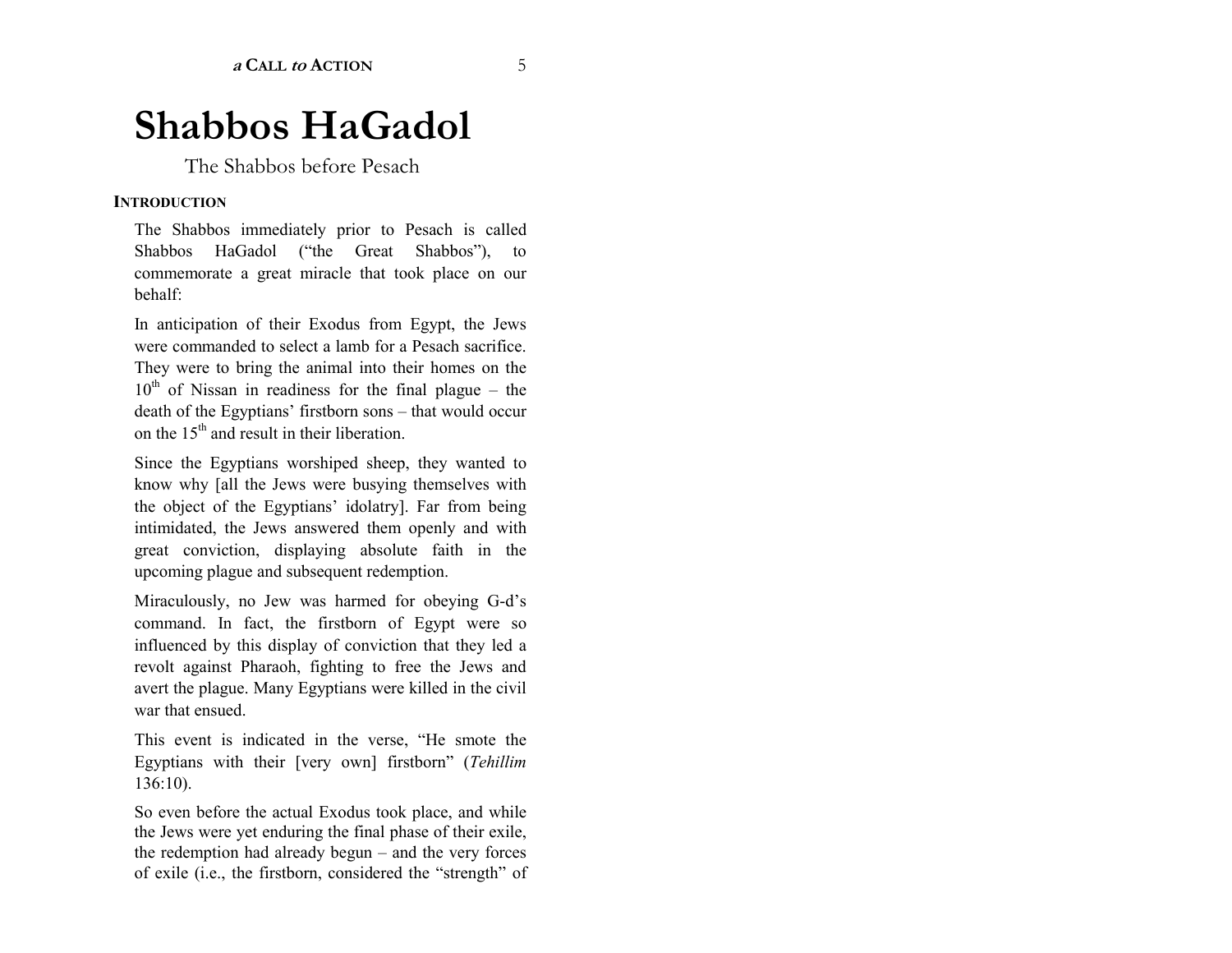# Shabbos HaGadol

The Shabbos before Pesach

### INTRODUCTION

The Shabbos immediately prior to Pesach is called Shabbos HaGadol ("the Great Shabbos"), to commemorate a great miracle that took place on our behalf:

In anticipation of their Exodus from Egypt, the Jews were commanded to select a lamb for a Pesach sacrifice. They were to bring the animal into their homes on the 10th of Nissan in readiness for the final plague – the death of the Egyptians' firstborn sons – that would occur on the 15th and result in their liberation.

Since the Egyptians worshiped sheep, they wanted to know why [all the Jews were busying themselves with the object of the Egyptians' idolatry]. Far from being intimidated, the Jews answered them openly and with great conviction, displaying absolute faith in the upcoming plague and subsequent redemption.

Miraculously, no Jew was harmed for obeying G-d's command. In fact, the firstborn of Egypt were so influenced by this display of conviction that they led a revolt against Pharaoh, fighting to free the Jews and avert the plague. Many Egyptians were killed in the civil war that ensued.

This event is indicated in the verse, "He smote the Egyptians with their [very own] firstborn" (*Tehillim* 136:10).

So even before the actual Exodus took place, and while the Jews were yet enduring the final phase of their exile, the redemption had already begun – and the very forces of exile (i.e., the firstborn, considered the "strength" of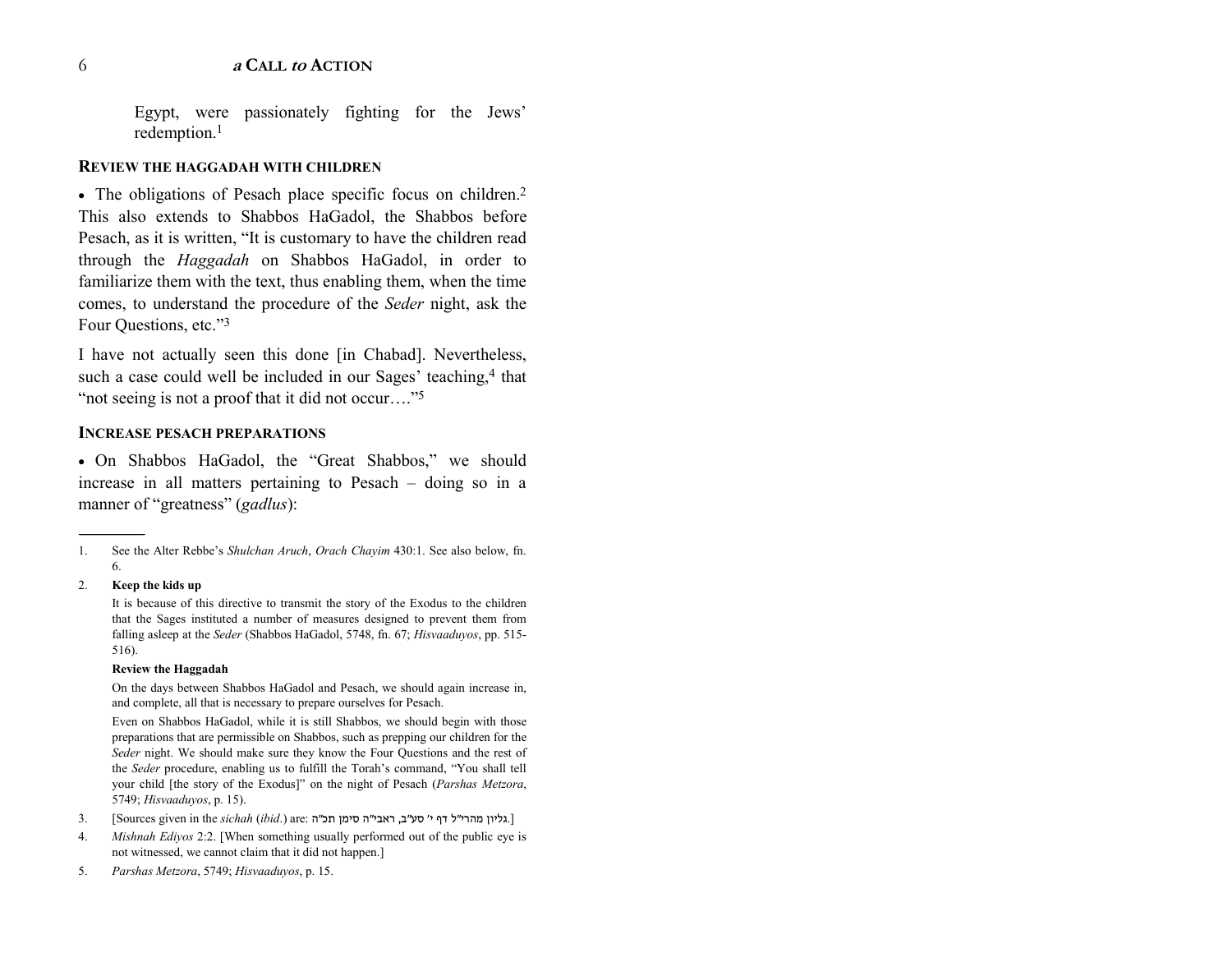Egypt, were passionately fighting for the Jews' redemption.[1]

### Review the Haggadah with Children

• The obligations of Pesach place specific focus on children.[2] This also extends to Shabbos HaGadol, the Shabbos before Pesach, as it is written, "It is customary to have the children read through the *Haggadah* on Shabbos HaGadol, in order to familiarize them with the text, thus enabling them, when the time comes, to understand the procedure of the *Seder* night, ask the Four Questions, etc."[3]

I have not actually seen this done [in Chabad]. Nevertheless, such a case could well be included in our Sages' teaching,[4] that "not seeing is not a proof that it did not occur…."[5]

### Increase Pesach Preparations

• On Shabbos HaGadol, the "Great Shabbos," we should increase in all matters pertaining to Pesach – doing so in a manner of "greatness" (*gadlus*):

---

1. See the Alter Rebbe's *Shulchan Aruch*, *Orach Chayim* 430:1. See also below, fn. 6.

2. **Keep the kids up**

   It is because of this directive to transmit the story of the Exodus to the children that the Sages instituted a number of measures designed to prevent them from falling asleep at the *Seder* (Shabbos HaGadol, 5748, fn. 67; *Hisvaaduyos*, pp. 515-516).

   **Review the Haggadah**

   On the days between Shabbos HaGadol and Pesach, we should again increase in, and complete, all that is necessary to prepare ourselves for Pesach.

   Even on Shabbos HaGadol, while it is still Shabbos, we should begin with those preparations that are permissible on Shabbos, such as prepping our children for the *Seder* night. We should make sure they know the Four Questions and the rest of the *Seder* procedure, enabling us to fulfill the Torah's command, "You shall tell your child [the story of the Exodus]" on the night of Pesach (*Parshas Metzora*, 5749; *Hisvaaduyos*, p. 15).

3. [Sources given in the *sichah* (*ibid*.) are: גליון מהרי"ל דף י' סע"ב, ראבי"ה סימן תכ"ה.]

4. *Mishnah Ediyos* 2:2. [When something usually performed out of the public eye is not witnessed, we cannot claim that it did not happen.]

5. *Parshas Metzora*, 5749; *Hisvaaduyos*, p. 15.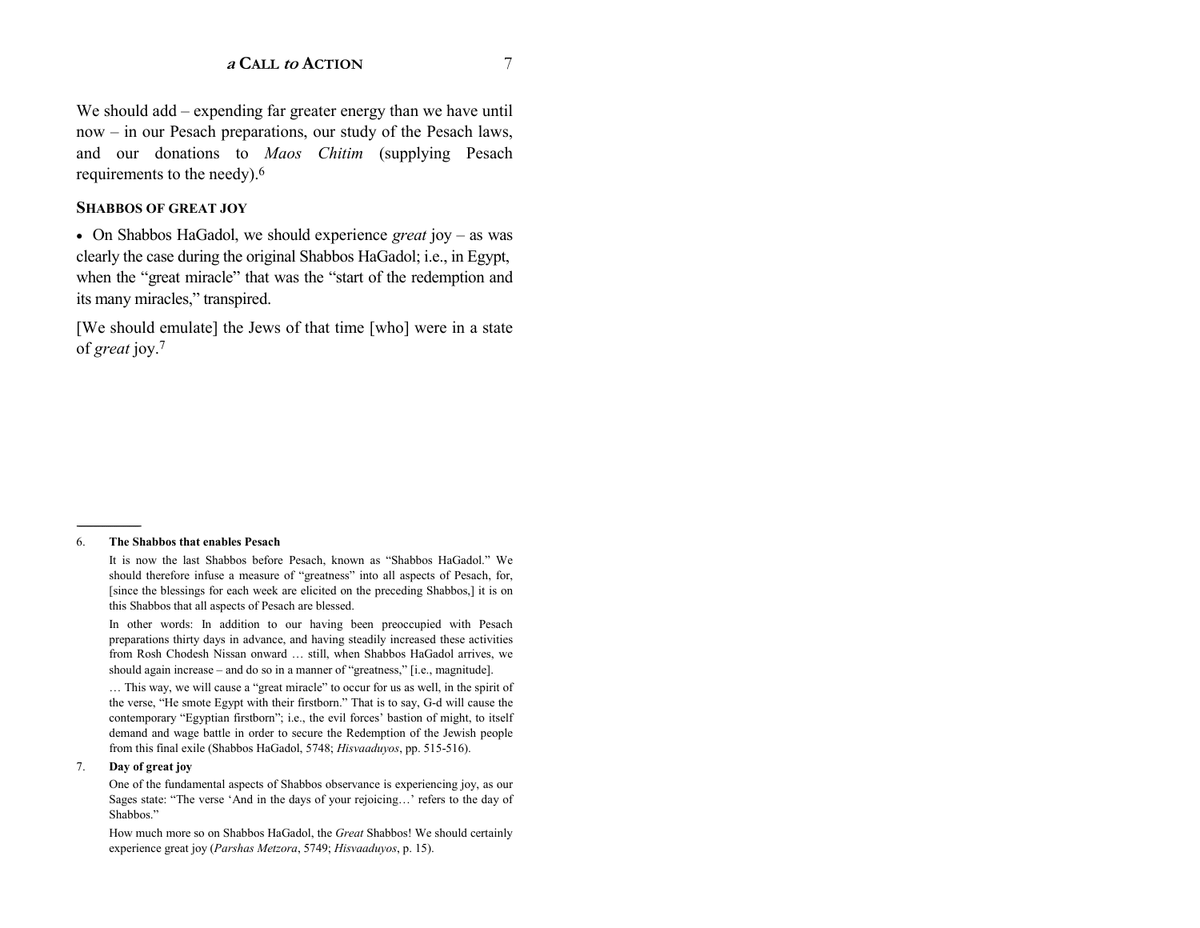We should add – expending far greater energy than we have until now – in our Pesach preparations, our study of the Pesach laws, and our donations to *Maos Chitim* (supplying Pesach requirements to the needy).[6]

### SHABBOS OF GREAT JOY

- On Shabbos HaGadol, we should experience *great* joy – as was clearly the case during the original Shabbos HaGadol; i.e., in Egypt, when the "great miracle" that was the "start of the redemption and its many miracles," transpired.

[We should emulate] the Jews of that time [who] were in a state of *great* joy.[7]

---

6. **The Shabbos that enables Pesach**

   It is now the last Shabbos before Pesach, known as "Shabbos HaGadol." We should therefore infuse a measure of "greatness" into all aspects of Pesach, for, [since the blessings for each week are elicited on the preceding Shabbos,] it is on this Shabbos that all aspects of Pesach are blessed.

   In other words: In addition to our having been preoccupied with Pesach preparations thirty days in advance, and having steadily increased these activities from Rosh Chodesh Nissan onward … still, when Shabbos HaGadol arrives, we should again increase – and do so in a manner of "greatness," [i.e., magnitude].

   … This way, we will cause a "great miracle" to occur for us as well, in the spirit of the verse, "He smote Egypt with their firstborn." That is to say, G-d will cause the contemporary "Egyptian firstborn"; i.e., the evil forces' bastion of might, to itself demand and wage battle in order to secure the Redemption of the Jewish people from this final exile (Shabbos HaGadol, 5748; *Hisvaaduyos*, pp. 515-516).

7. **Day of great joy**

   One of the fundamental aspects of Shabbos observance is experiencing joy, as our Sages state: "The verse 'And in the days of your rejoicing…' refers to the day of Shabbos."

   How much more so on Shabbos HaGadol, the *Great* Shabbos! We should certainly experience great joy (*Parshas Metzora*, 5749; *Hisvaaduyos*, p. 15).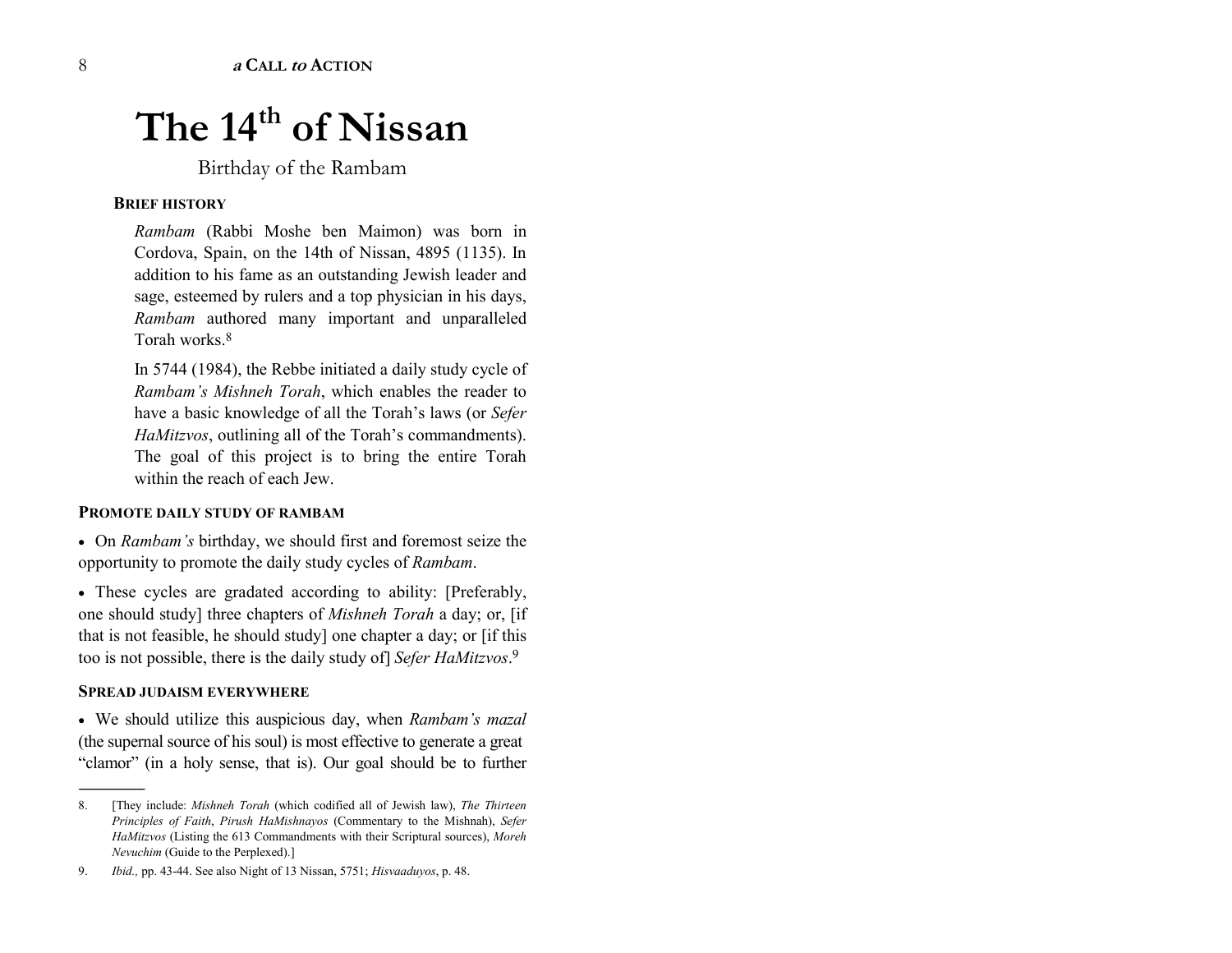# The 14th of Nissan

Birthday of the Rambam

### BRIEF HISTORY

*Rambam* (Rabbi Moshe ben Maimon) was born in Cordova, Spain, on the 14th of Nissan, 4895 (1135). In addition to his fame as an outstanding Jewish leader and sage, esteemed by rulers and a top physician in his days, *Rambam* authored many important and unparalleled Torah works.[8]

In 5744 (1984), the Rebbe initiated a daily study cycle of *Rambam's Mishneh Torah*, which enables the reader to have a basic knowledge of all the Torah's laws (or *Sefer HaMitzvos*, outlining all of the Torah's commandments). The goal of this project is to bring the entire Torah within the reach of each Jew.

### PROMOTE DAILY STUDY OF RAMBAM

- On *Rambam's* birthday, we should first and foremost seize the opportunity to promote the daily study cycles of *Rambam*.
- These cycles are gradated according to ability: [Preferably, one should study] three chapters of *Mishneh Torah* a day; or, [if that is not feasible, he should study] one chapter a day; or [if this too is not possible, there is the daily study of] *Sefer HaMitzvos*.[9]

### SPREAD JUDAISM EVERYWHERE

- We should utilize this auspicious day, when *Rambam's mazal* (the supernal source of his soul) is most effective to generate a great "clamor" (in a holy sense, that is). Our goal should be to further

---

8. [They include: *Mishneh Torah* (which codified all of Jewish law), *The Thirteen Principles of Faith*, *Pirush HaMishnayos* (Commentary to the Mishnah), *Sefer HaMitzvos* (Listing the 613 Commandments with their Scriptural sources), *Moreh Nevuchim* (Guide to the Perplexed).]

9. *Ibid.,* pp. 43-44. See also Night of 13 Nissan, 5751; *Hisvaaduyos*, p. 48.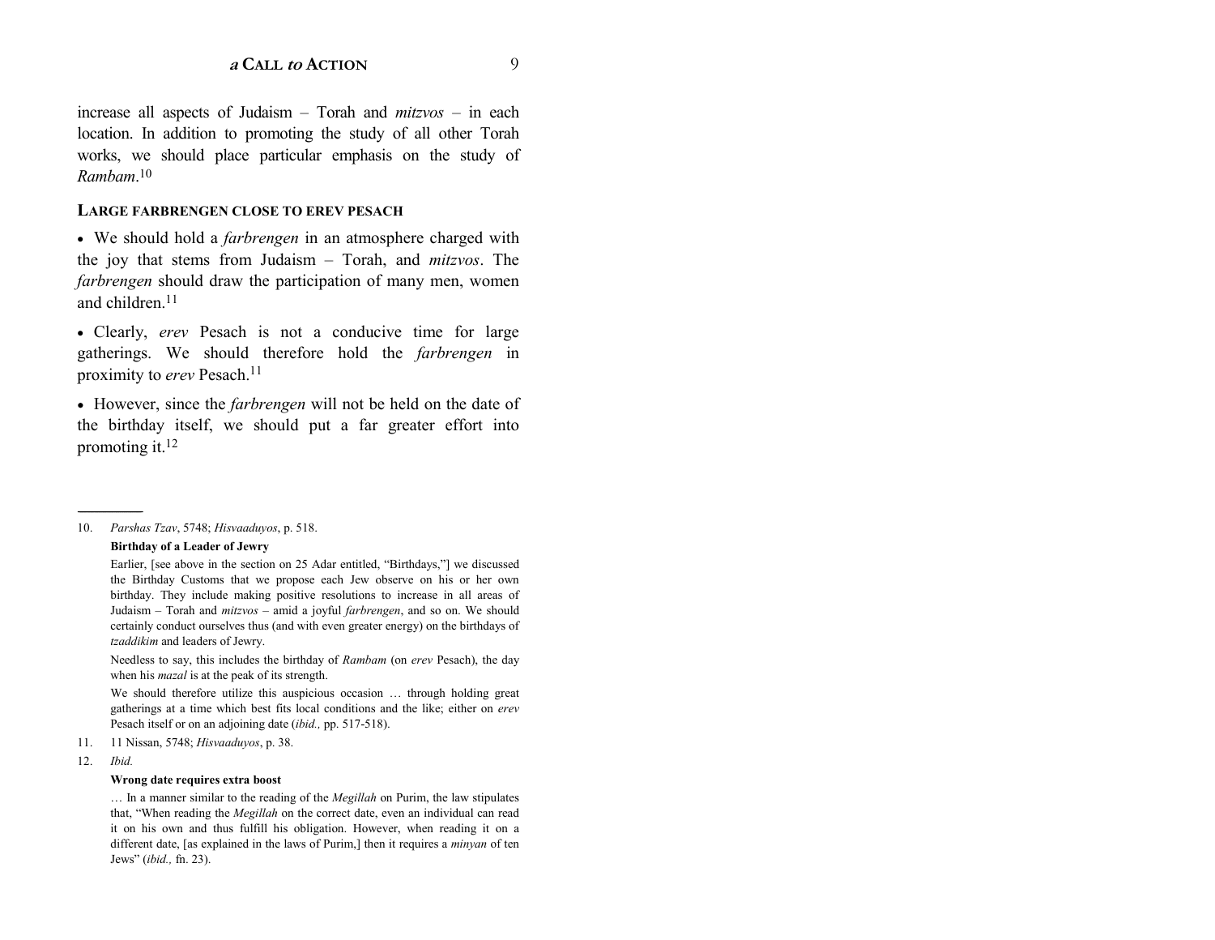increase all aspects of Judaism – Torah and *mitzvos* – in each location. In addition to promoting the study of all other Torah works, we should place particular emphasis on the study of *Rambam*.[10]

### LARGE FARBRENGEN CLOSE TO EREV PESACH

- We should hold a *farbrengen* in an atmosphere charged with the joy that stems from Judaism – Torah, and *mitzvos*. The *farbrengen* should draw the participation of many men, women and children.[11]

- Clearly, *erev* Pesach is not a conducive time for large gatherings. We should therefore hold the *farbrengen* in proximity to *erev* Pesach.[11]

- However, since the *farbrengen* will not be held on the date of the birthday itself, we should put a far greater effort into promoting it.[12]

---

10. *Parshas Tzav*, 5748; *Hisvaaduyos*, p. 518.

    **Birthday of a Leader of Jewry**

    Earlier, [see above in the section on 25 Adar entitled, "Birthdays,"] we discussed the Birthday Customs that we propose each Jew observe on his or her own birthday. They include making positive resolutions to increase in all areas of Judaism – Torah and *mitzvos* – amid a joyful *farbrengen*, and so on. We should certainly conduct ourselves thus (and with even greater energy) on the birthdays of *tzaddikim* and leaders of Jewry.

    Needless to say, this includes the birthday of *Rambam* (on *erev* Pesach), the day when his *mazal* is at the peak of its strength.

    We should therefore utilize this auspicious occasion … through holding great gatherings at a time which best fits local conditions and the like; either on *erev* Pesach itself or on an adjoining date (*ibid.,* pp. 517-518).

11. 11 Nissan, 5748; *Hisvaaduyos*, p. 38.

12. *Ibid.*

    **Wrong date requires extra boost**

    … In a manner similar to the reading of the *Megillah* on Purim, the law stipulates that, "When reading the *Megillah* on the correct date, even an individual can read it on his own and thus fulfill his obligation. However, when reading it on a different date, [as explained in the laws of Purim,] then it requires a *minyan* of ten Jews" (*ibid.,* fn. 23).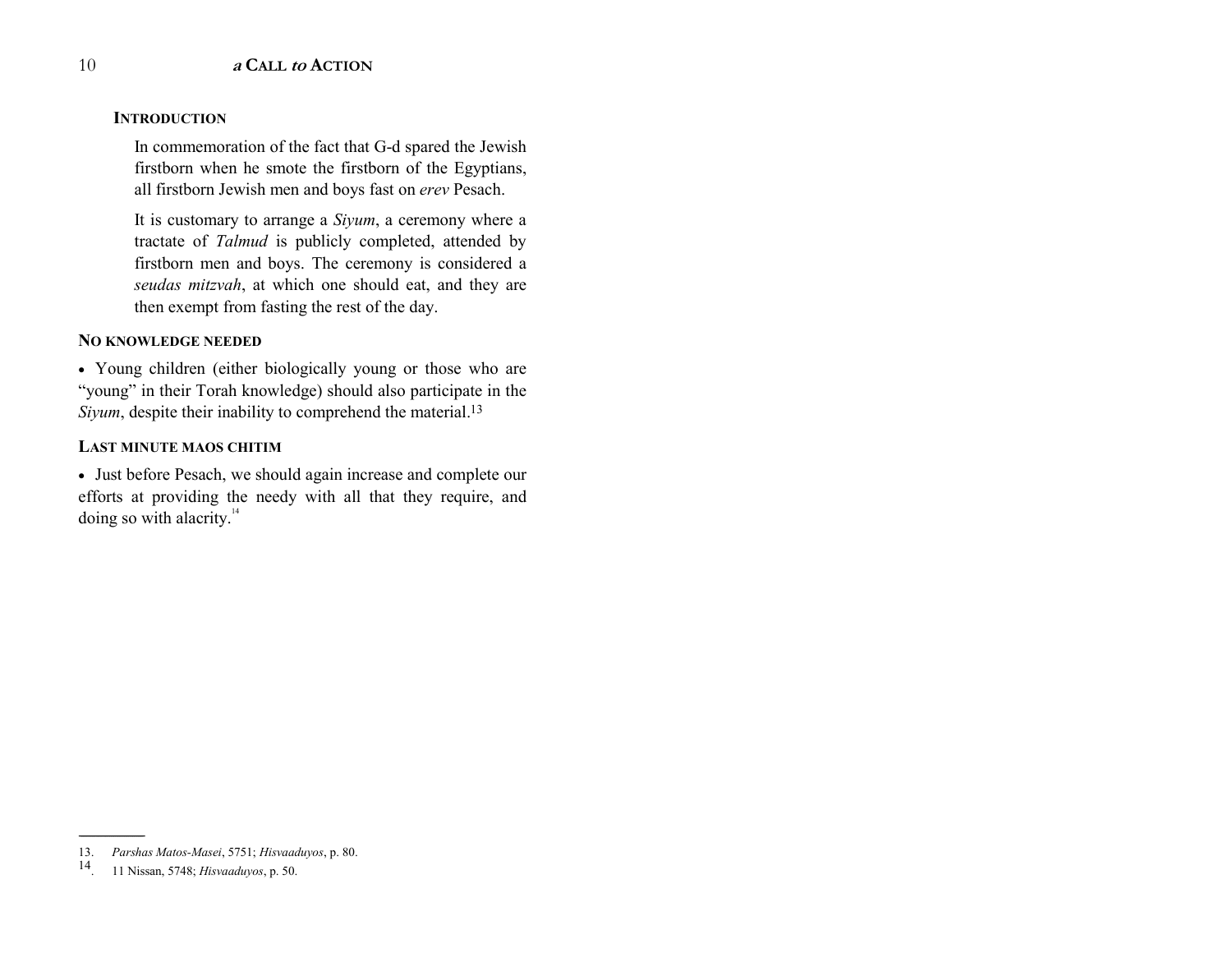### INTRODUCTION

In commemoration of the fact that G-d spared the Jewish firstborn when he smote the firstborn of the Egyptians, all firstborn Jewish men and boys fast on *erev* Pesach.

It is customary to arrange a *Siyum*, a ceremony where a tractate of *Talmud* is publicly completed, attended by firstborn men and boys. The ceremony is considered a *seudas mitzvah*, at which one should eat, and they are then exempt from fasting the rest of the day.

### NO KNOWLEDGE NEEDED

- Young children (either biologically young or those who are "young" in their Torah knowledge) should also participate in the *Siyum*, despite their inability to comprehend the material.[13]

### LAST MINUTE MAOS CHITIM

- Just before Pesach, we should again increase and complete our efforts at providing the needy with all that they require, and doing so with alacrity.[14]

---

13. *Parshas Matos-Masei*, 5751; *Hisvaaduyos*, p. 80.
14. 11 Nissan, 5748; *Hisvaaduyos*, p. 50.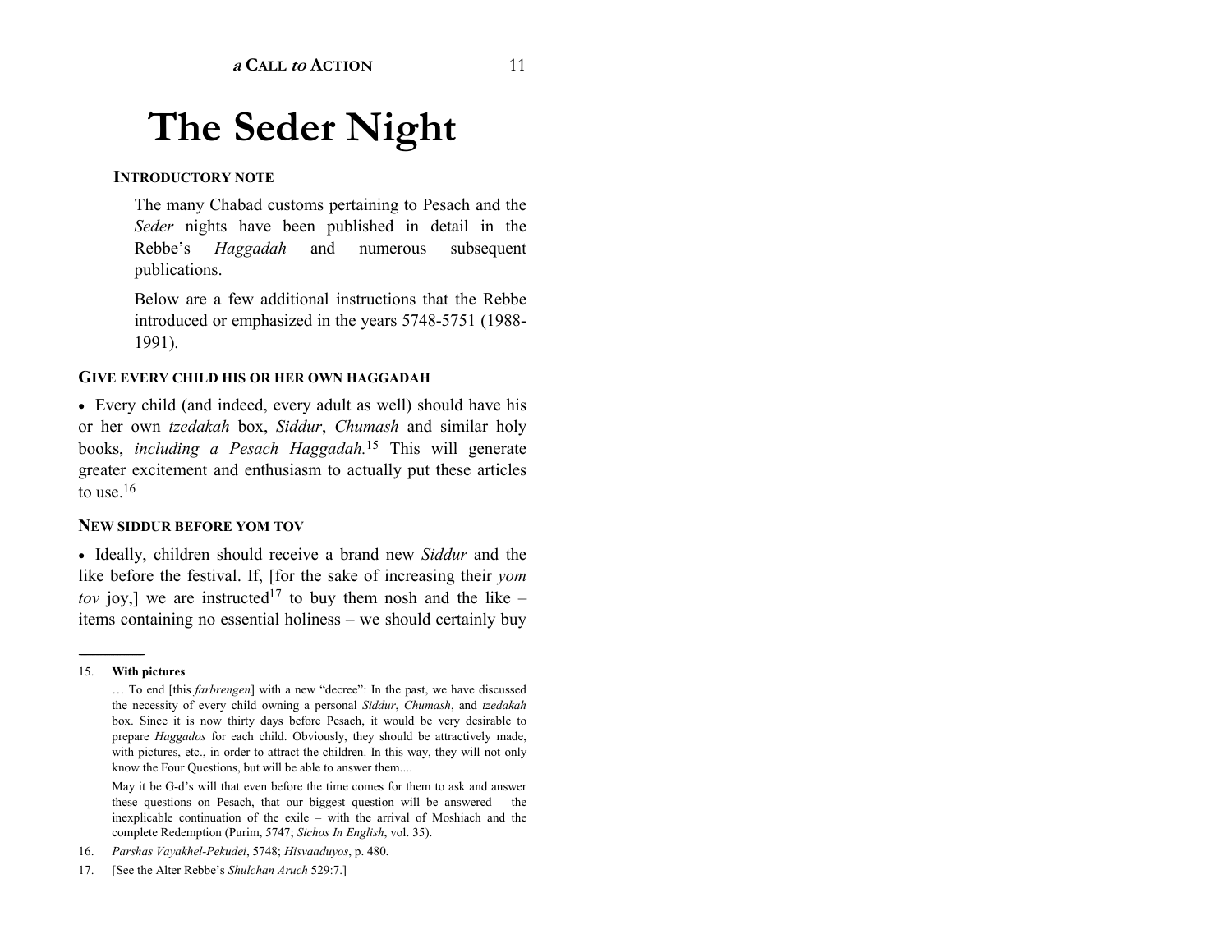# The Seder Night

**INTRODUCTORY NOTE**

The many Chabad customs pertaining to Pesach and the *Seder* nights have been published in detail in the Rebbe's *Haggadah* and numerous subsequent publications.

Below are a few additional instructions that the Rebbe introduced or emphasized in the years 5748-5751 (1988-1991).

**GIVE EVERY CHILD HIS OR HER OWN HAGGADAH**

• Every child (and indeed, every adult as well) should have his or her own *tzedakah* box, *Siddur*, *Chumash* and similar holy books, *including a Pesach Haggadah.*[15] This will generate greater excitement and enthusiasm to actually put these articles to use.[16]

**NEW SIDDUR BEFORE YOM TOV**

• Ideally, children should receive a brand new *Siddur* and the like before the festival. If, [for the sake of increasing their *yom tov* joy,] we are instructed[17] to buy them nosh and the like – items containing no essential holiness – we should certainly buy

---

15. **With pictures**

… To end [this *farbrengen*] with a new "decree": In the past, we have discussed the necessity of every child owning a personal *Siddur*, *Chumash*, and *tzedakah* box. Since it is now thirty days before Pesach, it would be very desirable to prepare *Haggados* for each child. Obviously, they should be attractively made, with pictures, etc., in order to attract the children. In this way, they will not only know the Four Questions, but will be able to answer them....

May it be G-d's will that even before the time comes for them to ask and answer these questions on Pesach, that our biggest question will be answered – the inexplicable continuation of the exile – with the arrival of Moshiach and the complete Redemption (Purim, 5747; *Sichos In English*, vol. 35).

16. *Parshas Vayakhel-Pekudei*, 5748; *Hisvaaduyos*, p. 480.

17. [See the Alter Rebbe's *Shulchan Aruch* 529:7.]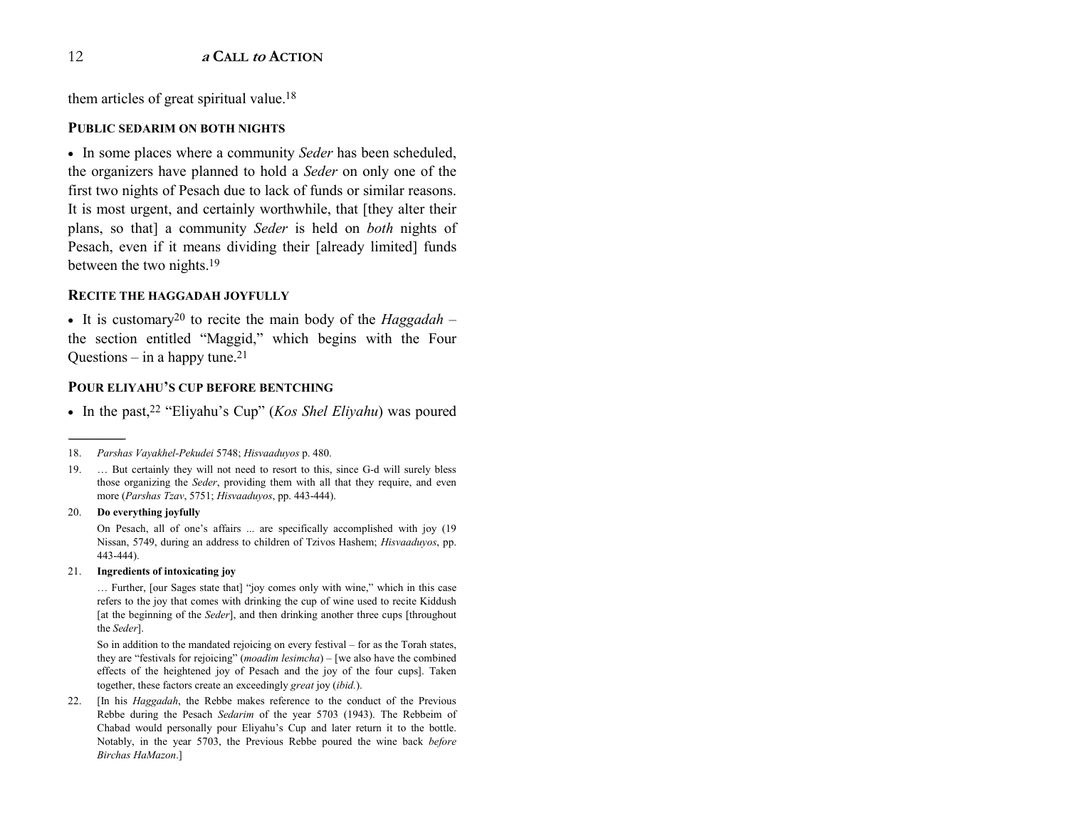them articles of great spiritual value.[18]

### PUBLIC SEDARIM ON BOTH NIGHTS

- In some places where a community *Seder* has been scheduled, the organizers have planned to hold a *Seder* on only one of the first two nights of Pesach due to lack of funds or similar reasons. It is most urgent, and certainly worthwhile, that [they alter their plans, so that] a community *Seder* is held on *both* nights of Pesach, even if it means dividing their [already limited] funds between the two nights.[19]

### RECITE THE HAGGADAH JOYFULLY

- It is customary[20] to recite the main body of the *Haggadah* – the section entitled "Maggid," which begins with the Four Questions – in a happy tune.[21]

### POUR ELIYAHU'S CUP BEFORE BENTCHING

- In the past,[22] "Eliyahu's Cup" (*Kos Shel Eliyahu*) was poured

---

18. *Parshas Vayakhel-Pekudei* 5748; *Hisvaaduyos* p. 480.

19. … But certainly they will not need to resort to this, since G-d will surely bless those organizing the *Seder*, providing them with all that they require, and even more (*Parshas Tzav*, 5751; *Hisvaaduyos*, pp. 443-444).

20. **Do everything joyfully**

    On Pesach, all of one's affairs ... are specifically accomplished with joy (19 Nissan, 5749, during an address to children of Tzivos Hashem; *Hisvaaduyos*, pp. 443-444).

21. **Ingredients of intoxicating joy**

    … Further, [our Sages state that] "joy comes only with wine," which in this case refers to the joy that comes with drinking the cup of wine used to recite Kiddush [at the beginning of the *Seder*], and then drinking another three cups [throughout the *Seder*].

    So in addition to the mandated rejoicing on every festival – for as the Torah states, they are "festivals for rejoicing" (*moadim lesimcha*) – [we also have the combined effects of the heightened joy of Pesach and the joy of the four cups]. Taken together, these factors create an exceedingly *great* joy (*ibid.*).

22. [In his *Haggadah*, the Rebbe makes reference to the conduct of the Previous Rebbe during the Pesach *Sedarim* of the year 5703 (1943). The Rebbeim of Chabad would personally pour Eliyahu's Cup and later return it to the bottle. Notably, in the year 5703, the Previous Rebbe poured the wine back *before Birchas HaMazon*.]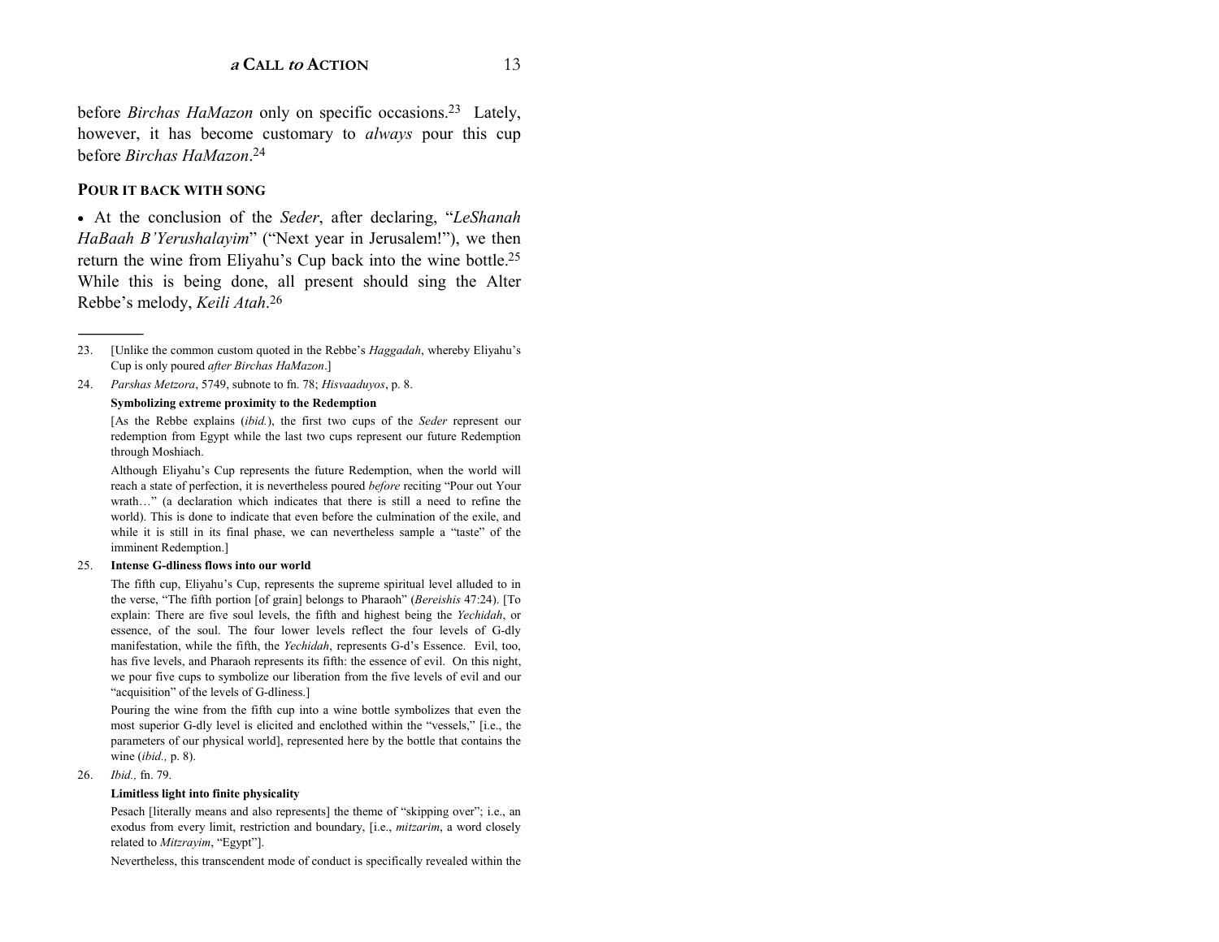before *Birchas HaMazon* only on specific occasions.[23] Lately, however, it has become customary to *always* pour this cup before *Birchas HaMazon*.[24]

**POUR IT BACK WITH SONG**

• At the conclusion of the *Seder*, after declaring, "*LeShanah HaBaah B'Yerushalayim*" ("Next year in Jerusalem!"), we then return the wine from Eliyahu's Cup back into the wine bottle.[25] While this is being done, all present should sing the Alter Rebbe's melody, *Keili Atah*.[26]

---

23. [Unlike the common custom quoted in the Rebbe's *Haggadah*, whereby Eliyahu's Cup is only poured *after Birchas HaMazon*.]

24. *Parshas Metzora*, 5749, subnote to fn. 78; *Hisvaaduyos*, p. 8.

    **Symbolizing extreme proximity to the Redemption**

    [As the Rebbe explains (*ibid.*), the first two cups of the *Seder* represent our redemption from Egypt while the last two cups represent our future Redemption through Moshiach.

    Although Eliyahu's Cup represents the future Redemption, when the world will reach a state of perfection, it is nevertheless poured *before* reciting "Pour out Your wrath…" (a declaration which indicates that there is still a need to refine the world). This is done to indicate that even before the culmination of the exile, and while it is still in its final phase, we can nevertheless sample a "taste" of the imminent Redemption.]

25. **Intense G-dliness flows into our world**

    The fifth cup, Eliyahu's Cup, represents the supreme spiritual level alluded to in the verse, "The fifth portion [of grain] belongs to Pharaoh" (*Bereishis* 47:24). [To explain: There are five soul levels, the fifth and highest being the *Yechidah*, or essence, of the soul. The four lower levels reflect the four levels of G-dly manifestation, while the fifth, the *Yechidah*, represents G-d's Essence. Evil, too, has five levels, and Pharaoh represents its fifth: the essence of evil. On this night, we pour five cups to symbolize our liberation from the five levels of evil and our "acquisition" of the levels of G-dliness.]

    Pouring the wine from the fifth cup into a wine bottle symbolizes that even the most superior G-dly level is elicited and enclothed within the "vessels," [i.e., the parameters of our physical world], represented here by the bottle that contains the wine (*ibid.,* p. 8).

26. *Ibid.,* fn. 79.

    **Limitless light into finite physicality**

    Pesach [literally means and also represents] the theme of "skipping over"; i.e., an exodus from every limit, restriction and boundary, [i.e., *mitzarim*, a word closely related to *Mitzrayim*, "Egypt"].

    Nevertheless, this transcendent mode of conduct is specifically revealed within the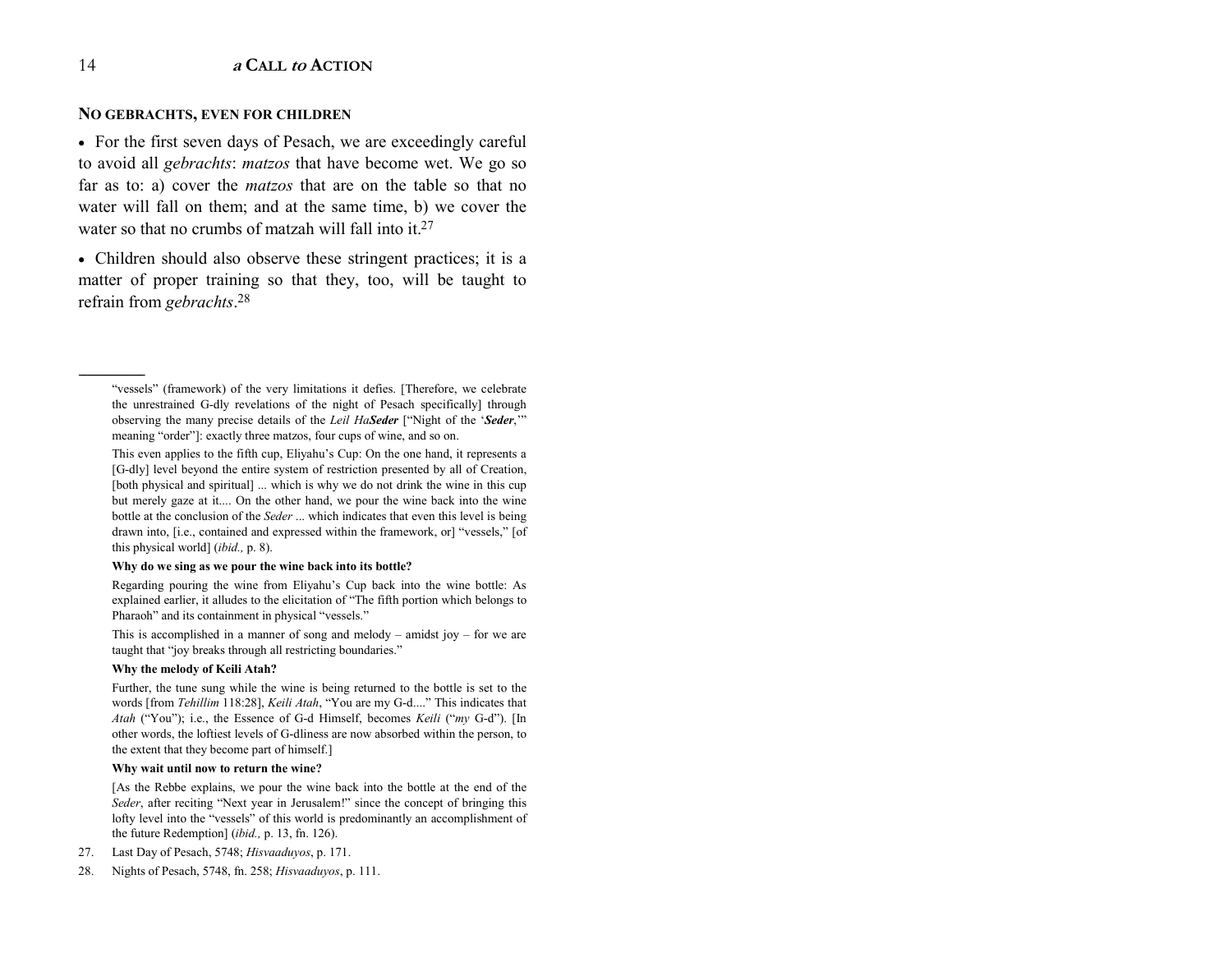## NO GEBRACHTS, EVEN FOR CHILDREN

- For the first seven days of Pesach, we are exceedingly careful to avoid all *gebrachts*: *matzos* that have become wet. We go so far as to: a) cover the *matzos* that are on the table so that no water will fall on them; and at the same time, b) we cover the water so that no crumbs of matzah will fall into it.[27]
- Children should also observe these stringent practices; it is a matter of proper training so that they, too, will be taught to refrain from *gebrachts*.[28]

---

"vessels" (framework) of the very limitations it defies. [Therefore, we celebrate the unrestrained G-dly revelations of the night of Pesach specifically] through observing the many precise details of the *Leil Ha**Seder*** ["Night of the '***Seder***,'" meaning "order"]: exactly three matzos, four cups of wine, and so on.

This even applies to the fifth cup, Eliyahu's Cup: On the one hand, it represents a [G-dly] level beyond the entire system of restriction presented by all of Creation, [both physical and spiritual] ... which is why we do not drink the wine in this cup but merely gaze at it.... On the other hand, we pour the wine back into the wine bottle at the conclusion of the *Seder* ... which indicates that even this level is being drawn into, [i.e., contained and expressed within the framework, or] "vessels," [of this physical world] (*ibid.,* p. 8).

**Why do we sing as we pour the wine back into its bottle?**

Regarding pouring the wine from Eliyahu's Cup back into the wine bottle: As explained earlier, it alludes to the elicitation of "The fifth portion which belongs to Pharaoh" and its containment in physical "vessels."

This is accomplished in a manner of song and melody – amidst joy – for we are taught that "joy breaks through all restricting boundaries."

**Why the melody of Keili Atah?**

Further, the tune sung while the wine is being returned to the bottle is set to the words [from *Tehillim* 118:28], *Keili Atah*, "You are my G-d...." This indicates that *Atah* ("You"); i.e., the Essence of G-d Himself, becomes *Keili* ("*my* G-d"). [In other words, the loftiest levels of G-dliness are now absorbed within the person, to the extent that they become part of himself.]

**Why wait until now to return the wine?**

[As the Rebbe explains, we pour the wine back into the bottle at the end of the *Seder*, after reciting "Next year in Jerusalem!" since the concept of bringing this lofty level into the "vessels" of this world is predominantly an accomplishment of the future Redemption] (*ibid.,* p. 13, fn. 126).

27. Last Day of Pesach, 5748; *Hisvaaduyos*, p. 171.
28. Nights of Pesach, 5748, fn. 258; *Hisvaaduyos*, p. 111.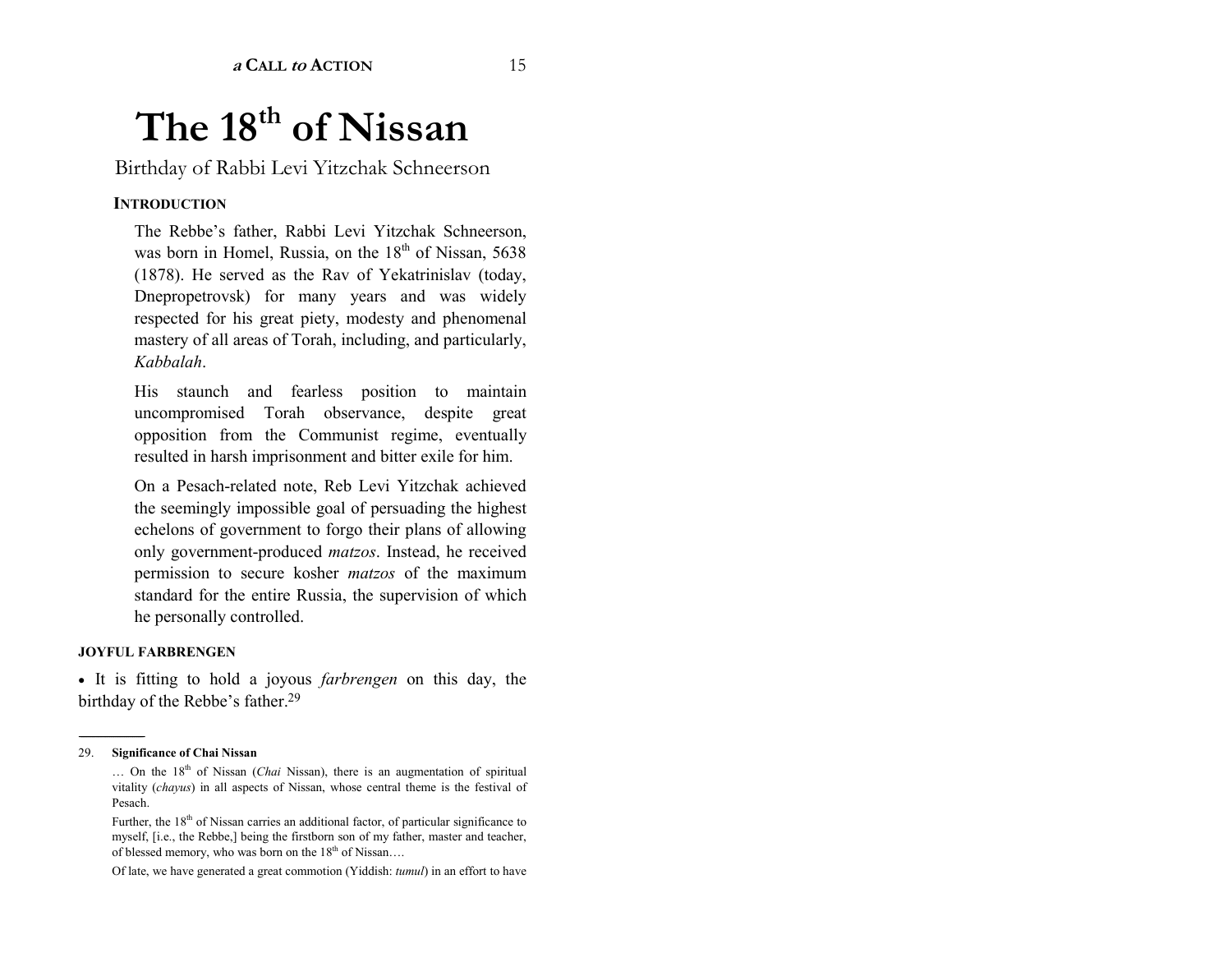# The 18th of Nissan

Birthday of Rabbi Levi Yitzchak Schneerson

### INTRODUCTION

The Rebbe's father, Rabbi Levi Yitzchak Schneerson, was born in Homel, Russia, on the 18th of Nissan, 5638 (1878). He served as the Rav of Yekatrinislav (today, Dnepropetrovsk) for many years and was widely respected for his great piety, modesty and phenomenal mastery of all areas of Torah, including, and particularly, *Kabbalah*.

His staunch and fearless position to maintain uncompromised Torah observance, despite great opposition from the Communist regime, eventually resulted in harsh imprisonment and bitter exile for him.

On a Pesach-related note, Reb Levi Yitzchak achieved the seemingly impossible goal of persuading the highest echelons of government to forgo their plans of allowing only government-produced *matzos*. Instead, he received permission to secure kosher *matzos* of the maximum standard for the entire Russia, the supervision of which he personally controlled.

### JOYFUL FARBRENGEN

- It is fitting to hold a joyous *farbrengen* on this day, the birthday of the Rebbe's father.[29]

---

29. **Significance of Chai Nissan**

… On the 18th of Nissan (*Chai* Nissan), there is an augmentation of spiritual vitality (*chayus*) in all aspects of Nissan, whose central theme is the festival of Pesach.

Further, the 18th of Nissan carries an additional factor, of particular significance to myself, [i.e., the Rebbe,] being the firstborn son of my father, master and teacher, of blessed memory, who was born on the 18th of Nissan….

Of late, we have generated a great commotion (Yiddish: *tumul*) in an effort to have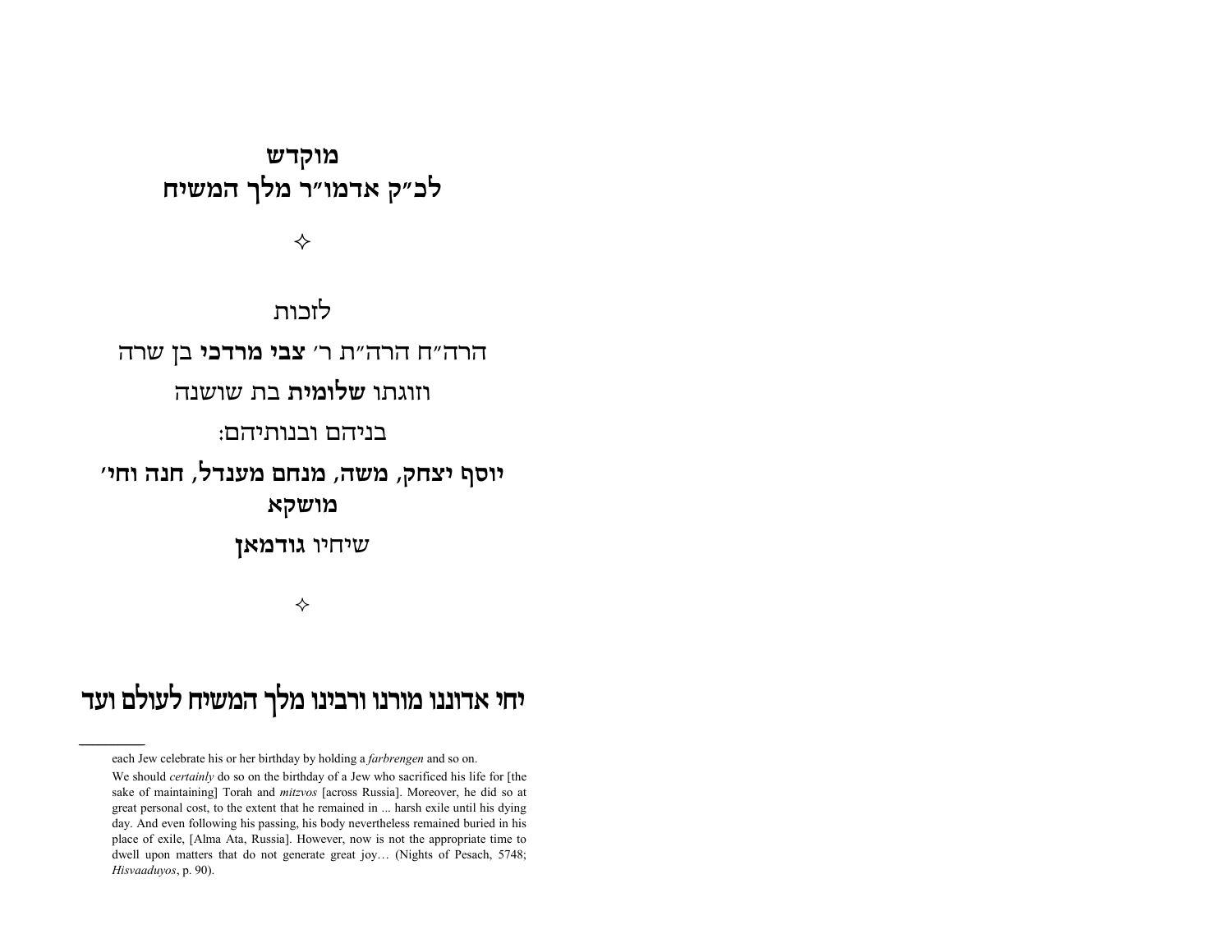**מוקדש**
**לכ״ק אדמו״ר מלך המשיח**

✧

לזכות

הרה״ח הרה״ת ר׳ **צבי מרדכי** בן שרה

וזוגתו **שלומית** בת שושנה

בניהם ובנותיהם:

**יוסף יצחק, משה, מנחם מענדל, חנה וחי׳ מושקא**

שיחיו **גודמאן**

✧

**יחי אדוננו מורנו ורבינו מלך המשיח לעולם ועד**

---

each Jew celebrate his or her birthday by holding a *farbrengen* and so on.

We should *certainly* do so on the birthday of a Jew who sacrificed his life for [the sake of maintaining] Torah and *mitzvos* [across Russia]. Moreover, he did so at great personal cost, to the extent that he remained in ... harsh exile until his dying day. And even following his passing, his body nevertheless remained buried in his place of exile, [Alma Ata, Russia]. However, now is not the appropriate time to dwell upon matters that do not generate great joy… (Nights of Pesach, 5748; *Hisvaaduyos*, p. 90).